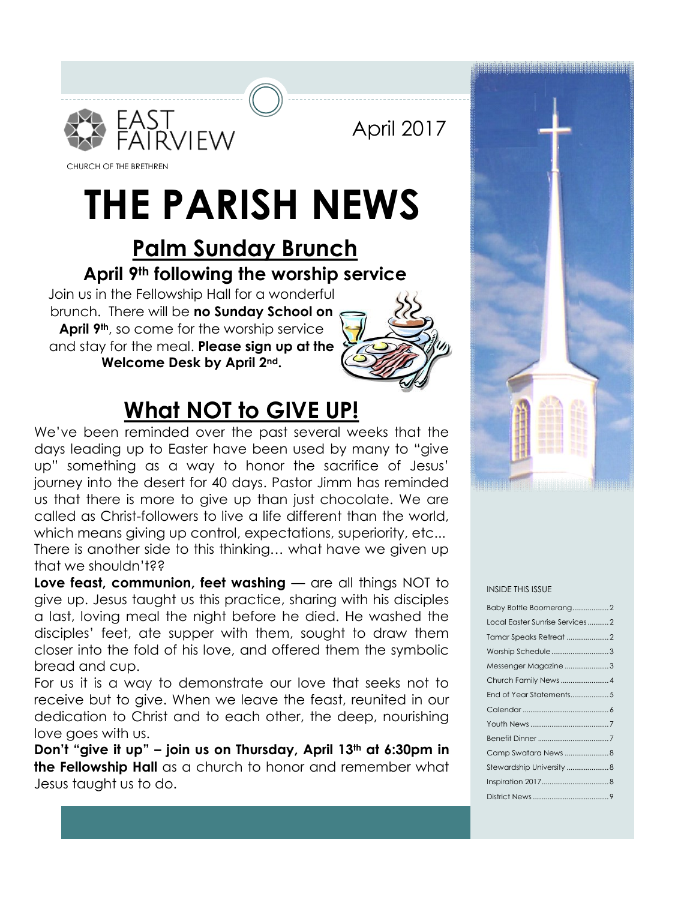EAST FAIRVIEW

CHURCH OF THE BRETHREN

April 2017

# THE PARISH NEWS

## Palm Sunday Brunch

### April 9th following the worship service

Join us in the Fellowship Hall for a wonderful brunch. There will be **no Sunday School on April 9th**, so come for the worship service and stay for the meal. **Please sign up at the Welcome Desk by April 2nd.**

## What NOT to GIVE UP!

We've been reminded over the past several weeks that the days leading up to Easter have been used by many to "give up" something as a way to honor the sacrifice of Jesus' journey into the desert for 40 days. Pastor Jimm has reminded us that there is more to give up than just chocolate. We are called as Christ-followers to live a life different than the world, which means giving up control, expectations, superiority, etc... There is another side to this thinking… what have we given up that we shouldn't??

**Love feast, communion, feet washing** — are all things NOT to give up. Jesus taught us this practice, sharing with his disciples a last, loving meal the night before he died. He washed the disciples' feet, ate supper with them, sought to draw them closer into the fold of his love, and offered them the symbolic bread and cup.

For us it is a way to demonstrate our love that seeks not to receive but to give. When we leave the feast, reunited in our dedication to Christ and to each other, the deep, nourishing love goes with us.

**Don't "give it up" – join us on Thursday, April 13th at 6:30pm in the Fellowship Hall** as a church to honor and remember what Jesus taught us to do.

INSIDE THIS ISSUE

| | |
|---|---|
| Baby Bottle Boomerang | 2 |
| Local Easter Sunrise Services | 2 |
| Tamar Speaks Retreat | 2 |
| Worship Schedule | 3 |
| Messenger Magazine | 3 |
| Church Family News | 4 |
| End of Year Statements | 5 |
| Calendar | 6 |
| Youth News | 7 |
| Benefit Dinner | 7 |
| Camp Swatara News | 8 |
| Stewardship University | 8 |
| Inspiration 2017 | 8 |
| District News | 9 |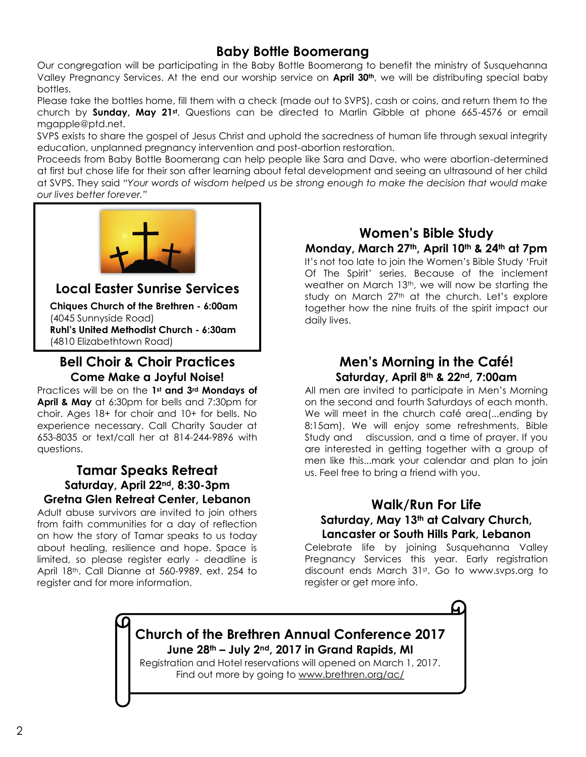## Baby Bottle Boomerang

Our congregation will be participating in the Baby Bottle Boomerang to benefit the ministry of Susquehanna Valley Pregnancy Services. At the end our worship service on **April 30th**, we will be distributing special baby bottles.

Please take the bottles home, fill them with a check (made out to SVPS), cash or coins, and return them to the church by **Sunday, May 21st**. Questions can be directed to Marlin Gibble at phone 665-4576 or email mgapple@ptd.net.

SVPS exists to share the gospel of Jesus Christ and uphold the sacredness of human life through sexual integrity education, unplanned pregnancy intervention and post-abortion restoration.

Proceeds from Baby Bottle Boomerang can help people like Sara and Dave, who were abortion-determined at first but chose life for their son after learning about fetal development and seeing an ultrasound of her child at SVPS. They said *"Your words of wisdom helped us be strong enough to make the decision that would make our lives better forever."*

## Local Easter Sunrise Services

**Chiques Church of the Brethren - 6:00am**
(4045 Sunnyside Road)
**Ruhl's United Methodist Church - 6:30am**
(4810 Elizabethtown Road)

## Bell Choir & Choir Practices

### Come Make a Joyful Noise!

Practices will be on the **1st and 3rd Mondays of April & May** at 6:30pm for bells and 7:30pm for choir. Ages 18+ for choir and 10+ for bells. No experience necessary. Call Charity Sauder at 653-8035 or text/call her at 814-244-9896 with questions.

## Tamar Speaks Retreat

### Saturday, April 22nd, 8:30-3pm
### Gretna Glen Retreat Center, Lebanon

Adult abuse survivors are invited to join others from faith communities for a day of reflection on how the story of Tamar speaks to us today about healing, resilience and hope. Space is limited, so please register early - deadline is April 18th. Call Dianne at 560-9989, ext. 254 to register and for more information.

## Women's Bible Study

### Monday, March 27th, April 10th & 24th at 7pm

It's not too late to join the Women's Bible Study 'Fruit Of The Spirit' series. Because of the inclement weather on March 13th, we will now be starting the study on March 27th at the church. Let's explore together how the nine fruits of the spirit impact our daily lives.

## Men's Morning in the Café!

### Saturday, April 8th & 22nd, 7:00am

All men are invited to participate in Men's Morning on the second and fourth Saturdays of each month. We will meet in the church café area(...ending by 8:15am). We will enjoy some refreshments, Bible Study and discussion, and a time of prayer. If you are interested in getting together with a group of men like this...mark your calendar and plan to join us. Feel free to bring a friend with you.

## Walk/Run For Life

### Saturday, May 13th at Calvary Church, Lancaster or South Hills Park, Lebanon

Celebrate life by joining Susquehanna Valley Pregnancy Services this year. Early registration discount ends March 31st. Go to www.svps.org to register or get more info.

## Church of the Brethren Annual Conference 2017

### June 28th – July 2nd, 2017 in Grand Rapids, MI

Registration and Hotel reservations will opened on March 1, 2017.
Find out more by going to www.brethren.org/ac/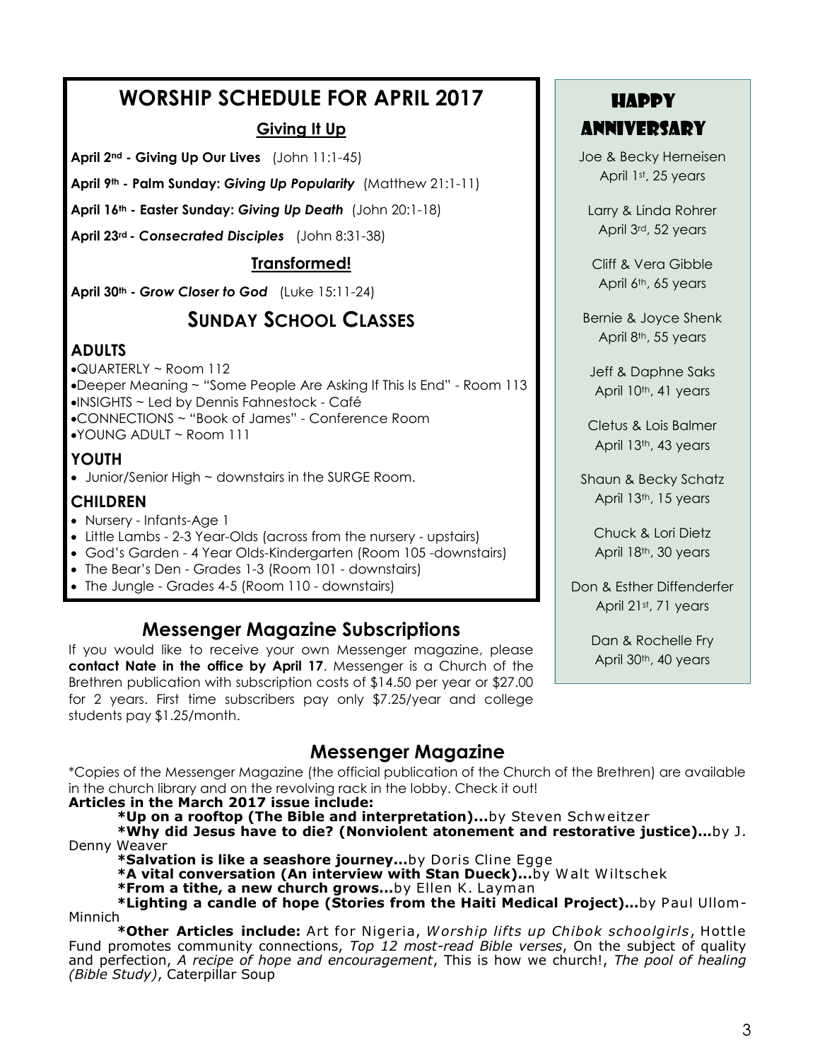# WORSHIP SCHEDULE FOR APRIL 2017

## Giving It Up

**April 2nd - Giving Up Our Lives** (John 11:1-45)

**April 9th - Palm Sunday: *Giving Up Popularity*** (Matthew 21:1-11)

**April 16th - Easter Sunday: *Giving Up Death*** (John 20:1-18)

**April 23rd - *Consecrated Disciples*** (John 8:31-38)

## Transformed!

**April 30th - *Grow Closer to God*** (Luke 15:11-24)

# SUNDAY SCHOOL CLASSES

### ADULTS

- QUARTERLY ~ Room 112
- Deeper Meaning ~ "Some People Are Asking If This Is End" - Room 113
- INSIGHTS ~ Led by Dennis Fahnestock - Café
- CONNECTIONS ~ "Book of James" - Conference Room
- YOUNG ADULT ~ Room 111

### YOUTH

- Junior/Senior High ~ downstairs in the SURGE Room.

### CHILDREN

- Nursery - Infants-Age 1
- Little Lambs - 2-3 Year-Olds (across from the nursery - upstairs)
- God's Garden - 4 Year Olds-Kindergarten (Room 105 -downstairs)
- The Bear's Den - Grades 1-3 (Room 101 - downstairs)
- The Jungle - Grades 4-5 (Room 110 - downstairs)

## HAPPY ANNIVERSARY

Joe & Becky Herneisen
April 1st, 25 years

Larry & Linda Rohrer
April 3rd, 52 years

Cliff & Vera Gibble
April 6th, 65 years

Bernie & Joyce Shenk
April 8th, 55 years

Jeff & Daphne Saks
April 10th, 41 years

Cletus & Lois Balmer
April 13th, 43 years

Shaun & Becky Schatz
April 13th, 15 years

Chuck & Lori Dietz
April 18th, 30 years

Don & Esther Diffenderfer
April 21st, 71 years

Dan & Rochelle Fry
April 30th, 40 years

## Messenger Magazine Subscriptions

If you would like to receive your own Messenger magazine, please **contact Nate in the office by April 17**. Messenger is a Church of the Brethren publication with subscription costs of $14.50 per year or $27.00 for 2 years. First time subscribers pay only $7.25/year and college students pay $1.25/month.

## Messenger Magazine

*Copies of the Messenger Magazine (the official publication of the Church of the Brethren) are available in the church library and on the revolving rack in the lobby. Check it out!

**Articles in the March 2017 issue include:**

**\*Up on a rooftop (The Bible and interpretation)...**by Steven Schweitzer

**\*Why did Jesus have to die? (Nonviolent atonement and restorative justice)...**by J. Denny Weaver

**\*Salvation is like a seashore journey...**by Doris Cline Egge

**\*A vital conversation (An interview with Stan Dueck)...**by Walt Wiltschek

**\*From a tithe, a new church grows...**by Ellen K. Layman

**\*Lighting a candle of hope (Stories from the Haiti Medical Project)...**by Paul Ullom-Minnich

**\*Other Articles include:** Art for Nigeria, *Worship lifts up Chibok schoolgirls*, Hottle Fund promotes community connections, *Top 12 most-read Bible verses*, On the subject of quality and perfection, *A recipe of hope and encouragement*, This is how we church!, *The pool of healing (Bible Study)*, Caterpillar Soup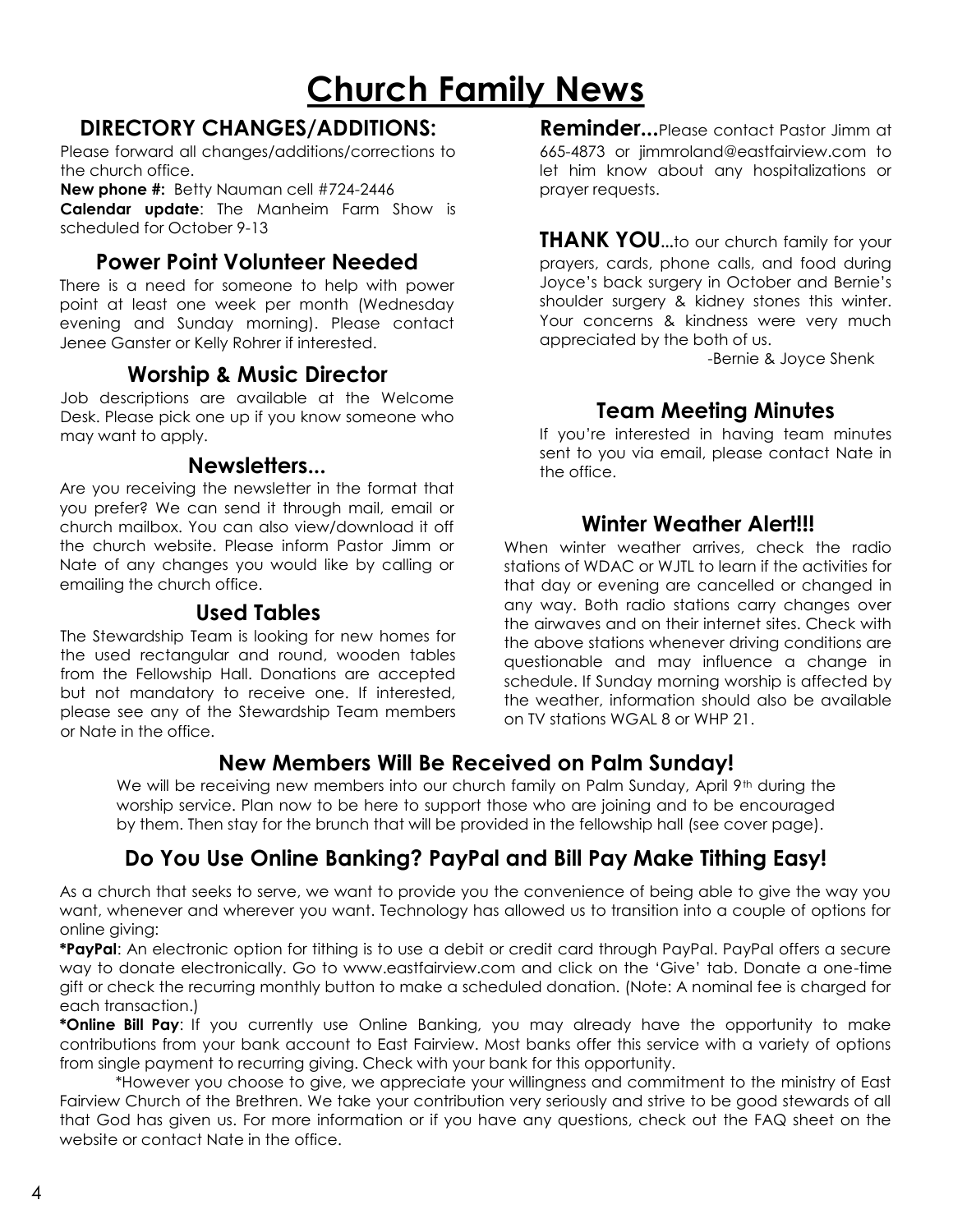# Church Family News

## DIRECTORY CHANGES/ADDITIONS:

Please forward all changes/additions/corrections to the church office.

**New phone #:** Betty Nauman cell #724-2446

**Calendar update**: The Manheim Farm Show is scheduled for October 9-13

## Power Point Volunteer Needed

There is a need for someone to help with power point at least one week per month (Wednesday evening and Sunday morning). Please contact Jenee Ganster or Kelly Rohrer if interested.

## Worship & Music Director

Job descriptions are available at the Welcome Desk. Please pick one up if you know someone who may want to apply.

## Newsletters...

Are you receiving the newsletter in the format that you prefer? We can send it through mail, email or church mailbox. You can also view/download it off the church website. Please inform Pastor Jimm or Nate of any changes you would like by calling or emailing the church office.

## Used Tables

The Stewardship Team is looking for new homes for the used rectangular and round, wooden tables from the Fellowship Hall. Donations are accepted but not mandatory to receive one. If interested, please see any of the Stewardship Team members or Nate in the office.

**Reminder...** Please contact Pastor Jimm at 665-4873 or jimmroland@eastfairview.com to let him know about any hospitalizations or prayer requests.

**THANK YOU...** to our church family for your prayers, cards, phone calls, and food during Joyce's back surgery in October and Bernie's shoulder surgery & kidney stones this winter. Your concerns & kindness were very much appreciated by the both of us.

-Bernie & Joyce Shenk

## Team Meeting Minutes

If you're interested in having team minutes sent to you via email, please contact Nate in the office.

## Winter Weather Alert!!!

When winter weather arrives, check the radio stations of WDAC or WJTL to learn if the activities for that day or evening are cancelled or changed in any way. Both radio stations carry changes over the airwaves and on their internet sites. Check with the above stations whenever driving conditions are questionable and may influence a change in schedule. If Sunday morning worship is affected by the weather, information should also be available on TV stations WGAL 8 or WHP 21.

## New Members Will Be Received on Palm Sunday!

We will be receiving new members into our church family on Palm Sunday, April 9th during the worship service. Plan now to be here to support those who are joining and to be encouraged by them. Then stay for the brunch that will be provided in the fellowship hall (see cover page).

## Do You Use Online Banking? PayPal and Bill Pay Make Tithing Easy!

As a church that seeks to serve, we want to provide you the convenience of being able to give the way you want, whenever and wherever you want. Technology has allowed us to transition into a couple of options for online giving:

***PayPal**: An electronic option for tithing is to use a debit or credit card through PayPal. PayPal offers a secure way to donate electronically. Go to www.eastfairview.com and click on the 'Give' tab. Donate a one-time gift or check the recurring monthly button to make a scheduled donation. (Note: A nominal fee is charged for each transaction.)

***Online Bill Pay**: If you currently use Online Banking, you may already have the opportunity to make contributions from your bank account to East Fairview. Most banks offer this service with a variety of options from single payment to recurring giving. Check with your bank for this opportunity.

*However you choose to give, we appreciate your willingness and commitment to the ministry of East Fairview Church of the Brethren. We take your contribution very seriously and strive to be good stewards of all that God has given us. For more information or if you have any questions, check out the FAQ sheet on the website or contact Nate in the office.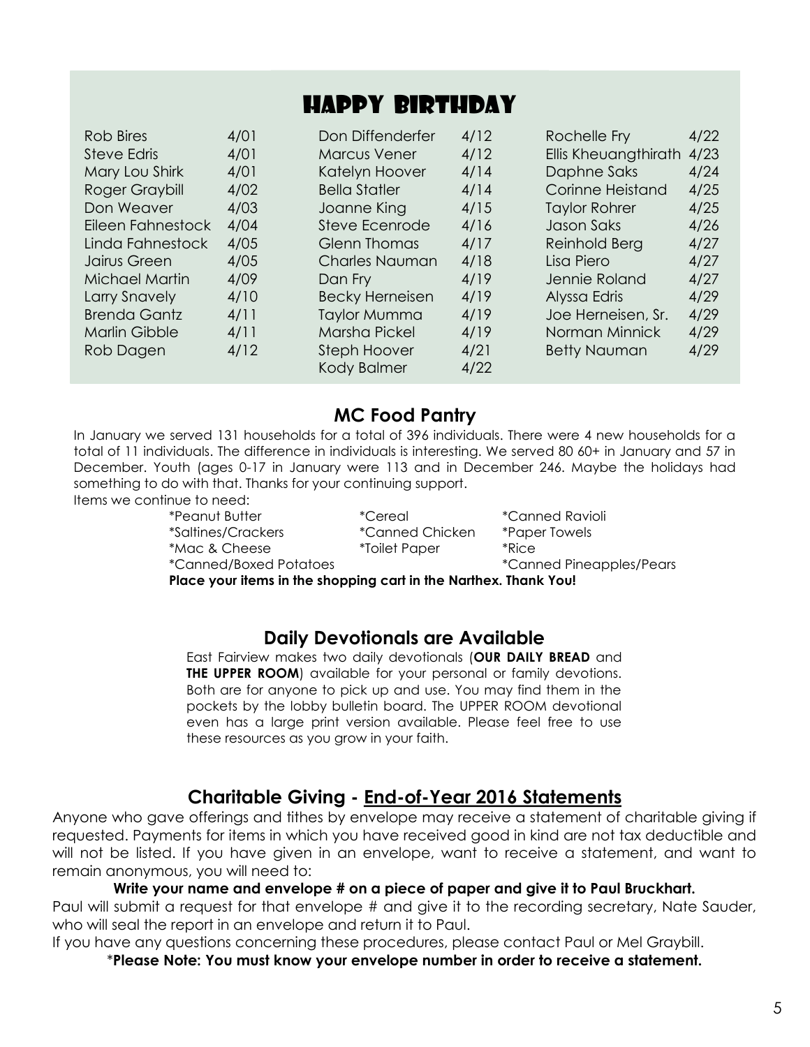# HAPPY BIRTHDAY

| Name | Date |
|---|---|
| Rob Bires | 4/01 |
| Steve Edris | 4/01 |
| Mary Lou Shirk | 4/01 |
| Roger Graybill | 4/02 |
| Don Weaver | 4/03 |
| Eileen Fahnestock | 4/04 |
| Linda Fahnestock | 4/05 |
| Jairus Green | 4/05 |
| Michael Martin | 4/09 |
| Larry Snavely | 4/10 |
| Brenda Gantz | 4/11 |
| Marlin Gibble | 4/11 |
| Rob Dagen | 4/12 |
| Don Diffenderfer | 4/12 |
| Marcus Vener | 4/12 |
| Katelyn Hoover | 4/14 |
| Bella Statler | 4/14 |
| Joanne King | 4/15 |
| Steve Ecenrode | 4/16 |
| Glenn Thomas | 4/17 |
| Charles Nauman | 4/18 |
| Dan Fry | 4/19 |
| Becky Herneisen | 4/19 |
| Taylor Mumma | 4/19 |
| Marsha Pickel | 4/19 |
| Steph Hoover | 4/21 |
| Kody Balmer | 4/22 |
| Rochelle Fry | 4/22 |
| Ellis Kheuangthirath | 4/23 |
| Daphne Saks | 4/24 |
| Corinne Heistand | 4/25 |
| Taylor Rohrer | 4/25 |
| Jason Saks | 4/26 |
| Reinhold Berg | 4/27 |
| Lisa Piero | 4/27 |
| Jennie Roland | 4/27 |
| Alyssa Edris | 4/29 |
| Joe Herneisen, Sr. | 4/29 |
| Norman Minnick | 4/29 |
| Betty Nauman | 4/29 |

## MC Food Pantry

In January we served 131 households for a total of 396 individuals. There were 4 new households for a total of 11 individuals. The difference in individuals is interesting. We served 80 60+ in January and 57 in December. Youth (ages 0-17 in January were 113 and in December 246. Maybe the holidays had something to do with that. Thanks for your continuing support.

Items we continue to need:

*Peanut Butter
*Cereal
*Canned Ravioli
*Saltines/Crackers
*Canned Chicken
*Paper Towels
*Mac & Cheese
*Toilet Paper
*Rice
*Canned/Boxed Potatoes
*Canned Pineapples/Pears

**Place your items in the shopping cart in the Narthex. Thank You!**

## Daily Devotionals are Available

East Fairview makes two daily devotionals (**OUR DAILY BREAD** and **THE UPPER ROOM**) available for your personal or family devotions. Both are for anyone to pick up and use. You may find them in the pockets by the lobby bulletin board. The UPPER ROOM devotional even has a large print version available. Please feel free to use these resources as you grow in your faith.

## Charitable Giving - End-of-Year 2016 Statements

Anyone who gave offerings and tithes by envelope may receive a statement of charitable giving if requested. Payments for items in which you have received good in kind are not tax deductible and will not be listed. If you have given in an envelope, want to receive a statement, and want to remain anonymous, you will need to:

**Write your name and envelope # on a piece of paper and give it to Paul Bruckhart.**

Paul will submit a request for that envelope # and give it to the recording secretary, Nate Sauder, who will seal the report in an envelope and return it to Paul.

If you have any questions concerning these procedures, please contact Paul or Mel Graybill.

*__Please Note: You must know your envelope number in order to receive a statement.__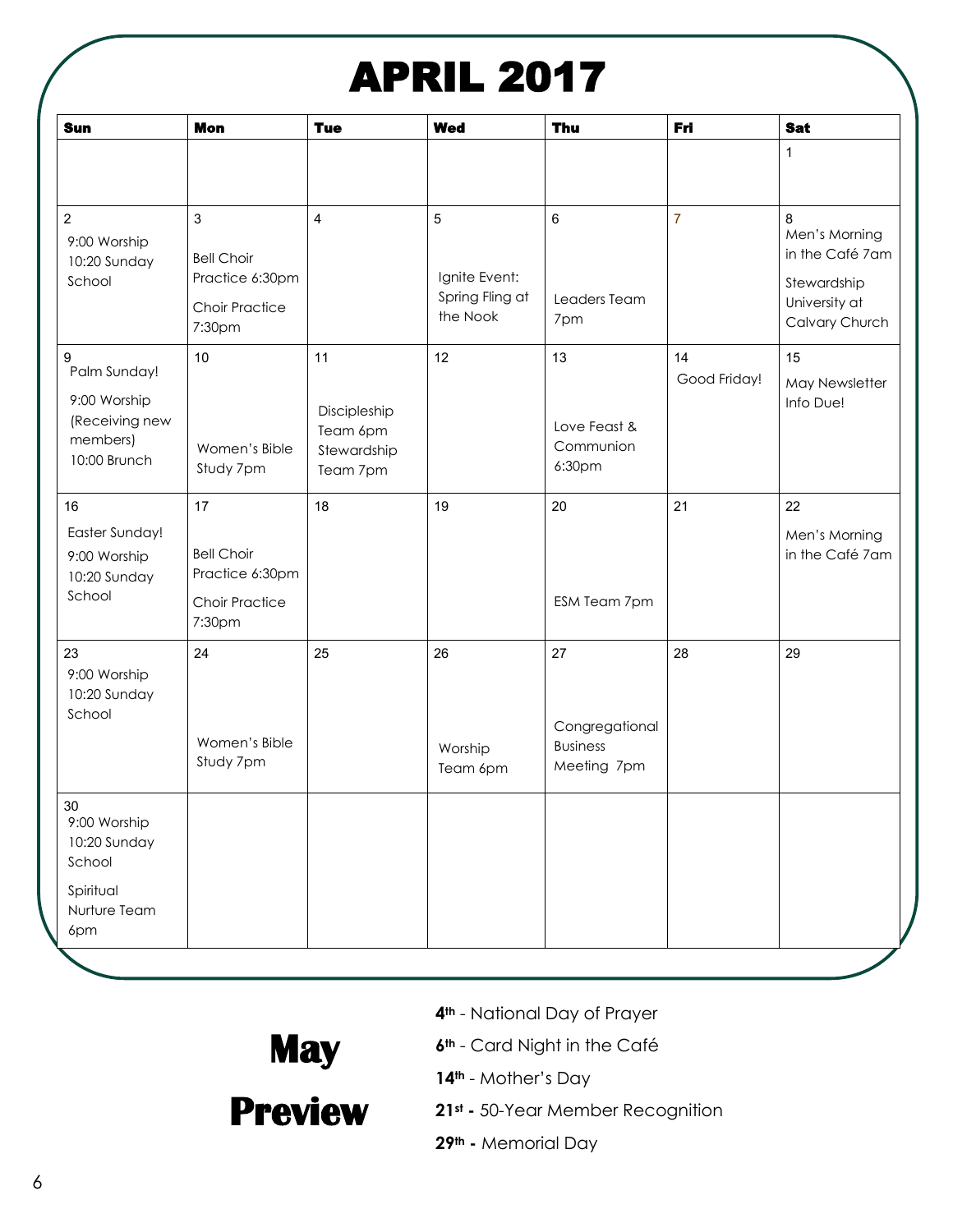# APRIL 2017

| Sun | Mon | Tue | Wed | Thu | Fri | Sat |
|---|---|---|---|---|---|---|
| | | | | | | 1 |
| 2<br>9:00 Worship<br>10:20 Sunday School | 3<br>Bell Choir Practice 6:30pm<br>Choir Practice 7:30pm | 4 | 5<br>Ignite Event: Spring Fling at the Nook | 6<br>Leaders Team 7pm | 7 | 8<br>Men's Morning in the Café 7am<br>Stewardship University at Calvary Church |
| 9<br>Palm Sunday!<br>9:00 Worship (Receiving new members)<br>10:00 Brunch | 10<br>Women's Bible Study 7pm | 11<br>Discipleship Team 6pm<br>Stewardship Team 7pm | 12 | 13<br>Love Feast & Communion 6:30pm | 14<br>Good Friday! | 15<br>May Newsletter Info Due! |
| 16<br>Easter Sunday!<br>9:00 Worship<br>10:20 Sunday School | 17<br>Bell Choir Practice 6:30pm<br>Choir Practice 7:30pm | 18 | 19 | 20<br>ESM Team 7pm | 21 | 22<br>Men's Morning in the Café 7am |
| 23<br>9:00 Worship<br>10:20 Sunday School | 24<br>Women's Bible Study 7pm | 25 | 26<br>Worship Team 6pm | 27<br>Congregational Business Meeting 7pm | 28 | 29 |
| 30<br>9:00 Worship<br>10:20 Sunday School<br>Spiritual Nurture Team 6pm | | | | | | |

## May Preview

**4th** - National Day of Prayer

**6th** - Card Night in the Café

**14th** - Mother's Day

**21st -** 50-Year Member Recognition

**29th -** Memorial Day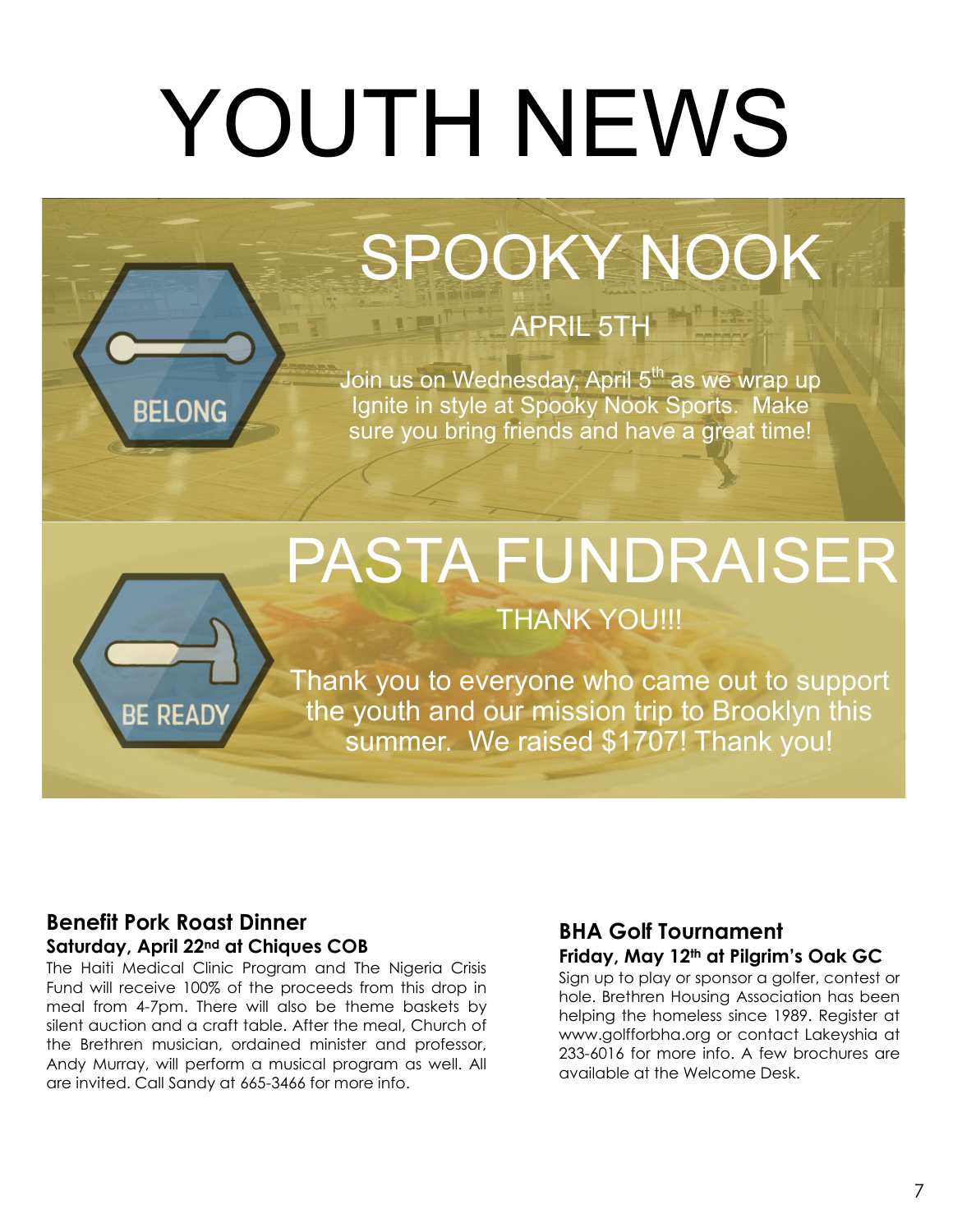# YOUTH NEWS

## SPOOKY NOOK

BELONG

### APRIL 5TH

Join us on Wednesday, April 5th as we wrap up Ignite in style at Spooky Nook Sports. Make sure you bring friends and have a great time!

## PASTA FUNDRAISER

BE READY

### THANK YOU!!!

Thank you to everyone who came out to support the youth and our mission trip to Brooklyn this summer. We raised $1707! Thank you!

### Benefit Pork Roast Dinner

**Saturday, April 22nd at Chiques COB**

The Haiti Medical Clinic Program and The Nigeria Crisis Fund will receive 100% of the proceeds from this drop in meal from 4-7pm. There will also be theme baskets by silent auction and a craft table. After the meal, Church of the Brethren musician, ordained minister and professor, Andy Murray, will perform a musical program as well. All are invited. Call Sandy at 665-3466 for more info.

### BHA Golf Tournament

**Friday, May 12th at Pilgrim's Oak GC**

Sign up to play or sponsor a golfer, contest or hole. Brethren Housing Association has been helping the homeless since 1989. Register at www.golfforbha.org or contact Lakeyshia at 233-6016 for more info. A few brochures are available at the Welcome Desk.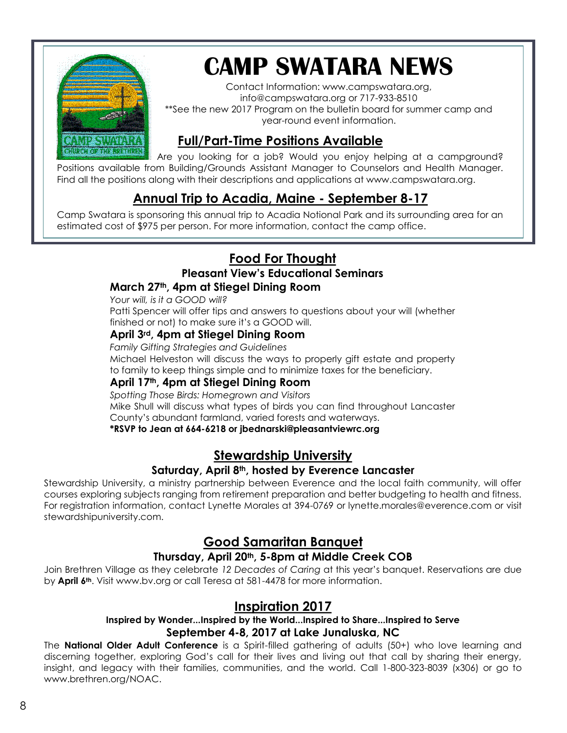# CAMP SWATARA NEWS

Contact Information: www.campswatara.org, info@campswatara.org or 717-933-8510

**See the new 2017 Program on the bulletin board for summer camp and year-round event information.

## Full/Part-Time Positions Available

Are you looking for a job? Would you enjoy helping at a campground? Positions available from Building/Grounds Assistant Manager to Counselors and Health Manager. Find all the positions along with their descriptions and applications at www.campswatara.org.

## Annual Trip to Acadia, Maine - September 8-17

Camp Swatara is sponsoring this annual trip to Acadia Notional Park and its surrounding area for an estimated cost of $975 per person. For more information, contact the camp office.

## Food For Thought

### Pleasant View's Educational Seminars

**March 27th, 4pm at Stiegel Dining Room**

*Your will, is it a GOOD will?*

Patti Spencer will offer tips and answers to questions about your will (whether finished or not) to make sure it's a GOOD will.

**April 3rd, 4pm at Stiegel Dining Room**

*Family Gifting Strategies and Guidelines*

Michael Helveston will discuss the ways to properly gift estate and property to family to keep things simple and to minimize taxes for the beneficiary.

**April 17th, 4pm at Stiegel Dining Room**

*Spotting Those Birds: Homegrown and Visitors*

Mike Shull will discuss what types of birds you can find throughout Lancaster County's abundant farmland, varied forests and waterways.

***RSVP to Jean at 664-6218 or jbednarski@pleasantviewrc.org**

## Stewardship University

### Saturday, April 8th, hosted by Everence Lancaster

Stewardship University, a ministry partnership between Everence and the local faith community, will offer courses exploring subjects ranging from retirement preparation and better budgeting to health and fitness. For registration information, contact Lynette Morales at 394-0769 or lynette.morales@everence.com or visit stewardshipuniversity.com.

## Good Samaritan Banquet

### Thursday, April 20th, 5-8pm at Middle Creek COB

Join Brethren Village as they celebrate *12 Decades of Caring* at this year's banquet. Reservations are due by **April 6th**. Visit www.bv.org or call Teresa at 581-4478 for more information.

## Inspiration 2017

**Inspired by Wonder...Inspired by the World...Inspired to Share...Inspired to Serve**

### September 4-8, 2017 at Lake Junaluska, NC

The **National Older Adult Conference** is a Spirit-filled gathering of adults (50+) who love learning and discerning together, exploring God's call for their lives and living out that call by sharing their energy, insight, and legacy with their families, communities, and the world. Call 1-800-323-8039 (x306) or go to www.brethren.org/NOAC.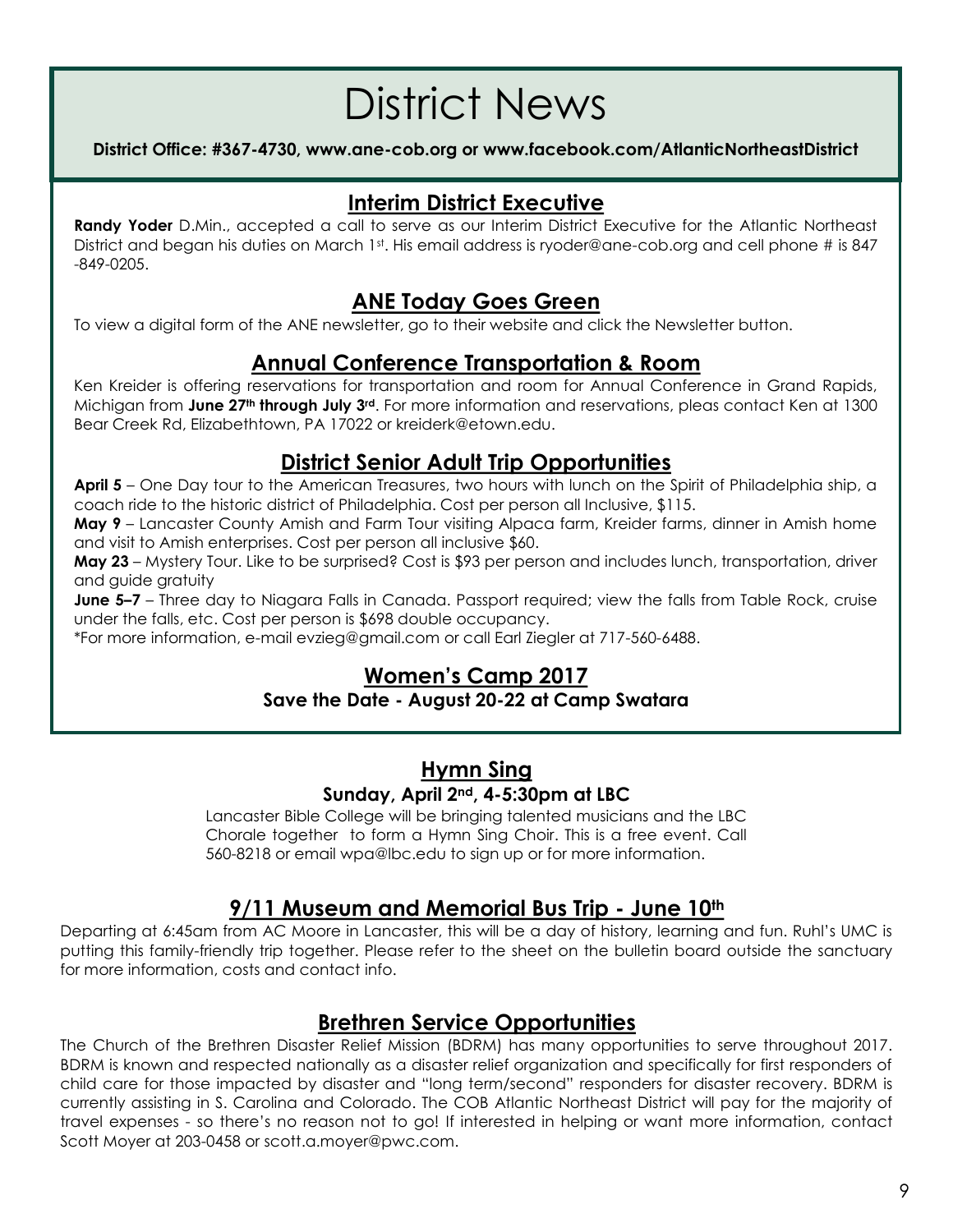# District News

**District Office: #367-4730, www.ane-cob.org or www.facebook.com/AtlanticNortheastDistrict**

## Interim District Executive

**Randy Yoder** D.Min., accepted a call to serve as our Interim District Executive for the Atlantic Northeast District and began his duties on March 1st. His email address is ryoder@ane-cob.org and cell phone # is 847-849-0205.

## ANE Today Goes Green

To view a digital form of the ANE newsletter, go to their website and click the Newsletter button.

## Annual Conference Transportation & Room

Ken Kreider is offering reservations for transportation and room for Annual Conference in Grand Rapids, Michigan from **June 27th through July 3rd**. For more information and reservations, pleas contact Ken at 1300 Bear Creek Rd, Elizabethtown, PA 17022 or kreiderk@etown.edu.

## District Senior Adult Trip Opportunities

**April 5** – One Day tour to the American Treasures, two hours with lunch on the Spirit of Philadelphia ship, a coach ride to the historic district of Philadelphia. Cost per person all Inclusive, $115.

**May 9** – Lancaster County Amish and Farm Tour visiting Alpaca farm, Kreider farms, dinner in Amish home and visit to Amish enterprises. Cost per person all inclusive $60.

**May 23** – Mystery Tour. Like to be surprised? Cost is $93 per person and includes lunch, transportation, driver and guide gratuity

**June 5–7** – Three day to Niagara Falls in Canada. Passport required; view the falls from Table Rock, cruise under the falls, etc. Cost per person is $698 double occupancy.

*For more information, e-mail evzieg@gmail.com or call Earl Ziegler at 717-560-6488.

## Women's Camp 2017

**Save the Date - August 20-22 at Camp Swatara**

## Hymn Sing

**Sunday, April 2nd, 4-5:30pm at LBC**

Lancaster Bible College will be bringing talented musicians and the LBC Chorale together to form a Hymn Sing Choir. This is a free event. Call 560-8218 or email wpa@lbc.edu to sign up or for more information.

## 9/11 Museum and Memorial Bus Trip - June 10th

Departing at 6:45am from AC Moore in Lancaster, this will be a day of history, learning and fun. Ruhl's UMC is putting this family-friendly trip together. Please refer to the sheet on the bulletin board outside the sanctuary for more information, costs and contact info.

## Brethren Service Opportunities

The Church of the Brethren Disaster Relief Mission (BDRM) has many opportunities to serve throughout 2017. BDRM is known and respected nationally as a disaster relief organization and specifically for first responders of child care for those impacted by disaster and "long term/second" responders for disaster recovery. BDRM is currently assisting in S. Carolina and Colorado. The COB Atlantic Northeast District will pay for the majority of travel expenses - so there's no reason not to go! If interested in helping or want more information, contact Scott Moyer at 203-0458 or scott.a.moyer@pwc.com.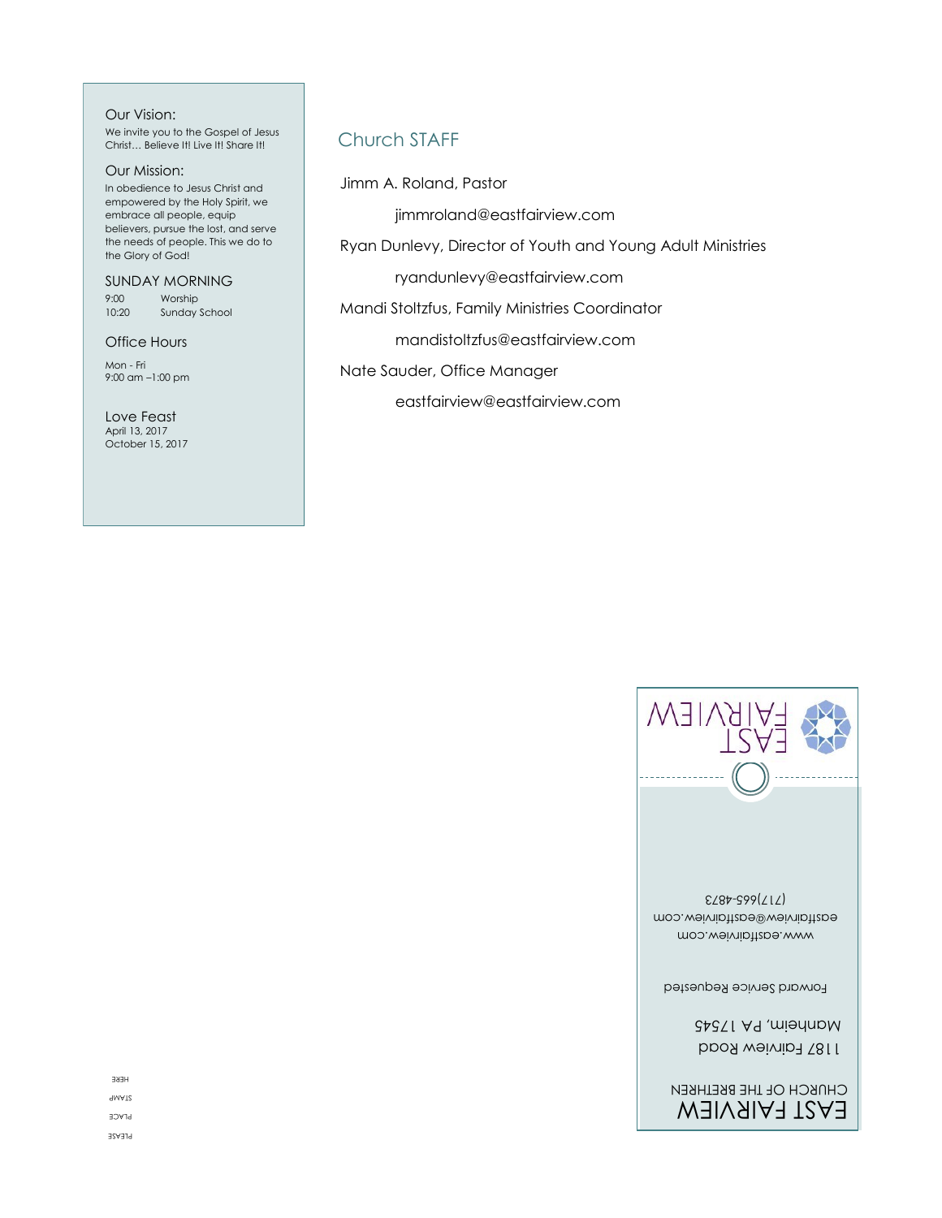## Our Vision:

We invite you to the Gospel of Jesus Christ… Believe It! Live It! Share It!

## Our Mission:

In obedience to Jesus Christ and empowered by the Holy Spirit, we embrace all people, equip believers, pursue the lost, and serve the needs of people. This we do to the Glory of God!

## SUNDAY MORNING

9:00 Worship
10:20 Sunday School

## Office Hours

Mon - Fri
9:00 am –1:00 pm

## Love Feast

April 13, 2017
October 15, 2017

## Church STAFF

Jimm A. Roland, Pastor
jimmroland@eastfairview.com

Ryan Dunlevy, Director of Youth and Young Adult Ministries
ryandunlevy@eastfairview.com

Mandi Stoltzfus, Family Ministries Coordinator
mandistoltzfus@eastfairview.com

Nate Sauder, Office Manager
eastfairview@eastfairview.com

EAST FAIRVIEW

EAST FAIRVIEW
CHURCH OF THE BRETHREN
1187 Fairview Road
Manheim, PA 17545

Forward Service Requested

www.eastfairview.com
eastfairview@eastfairview.com
(717)665-4873

PLEASE PLACE STAMP HERE